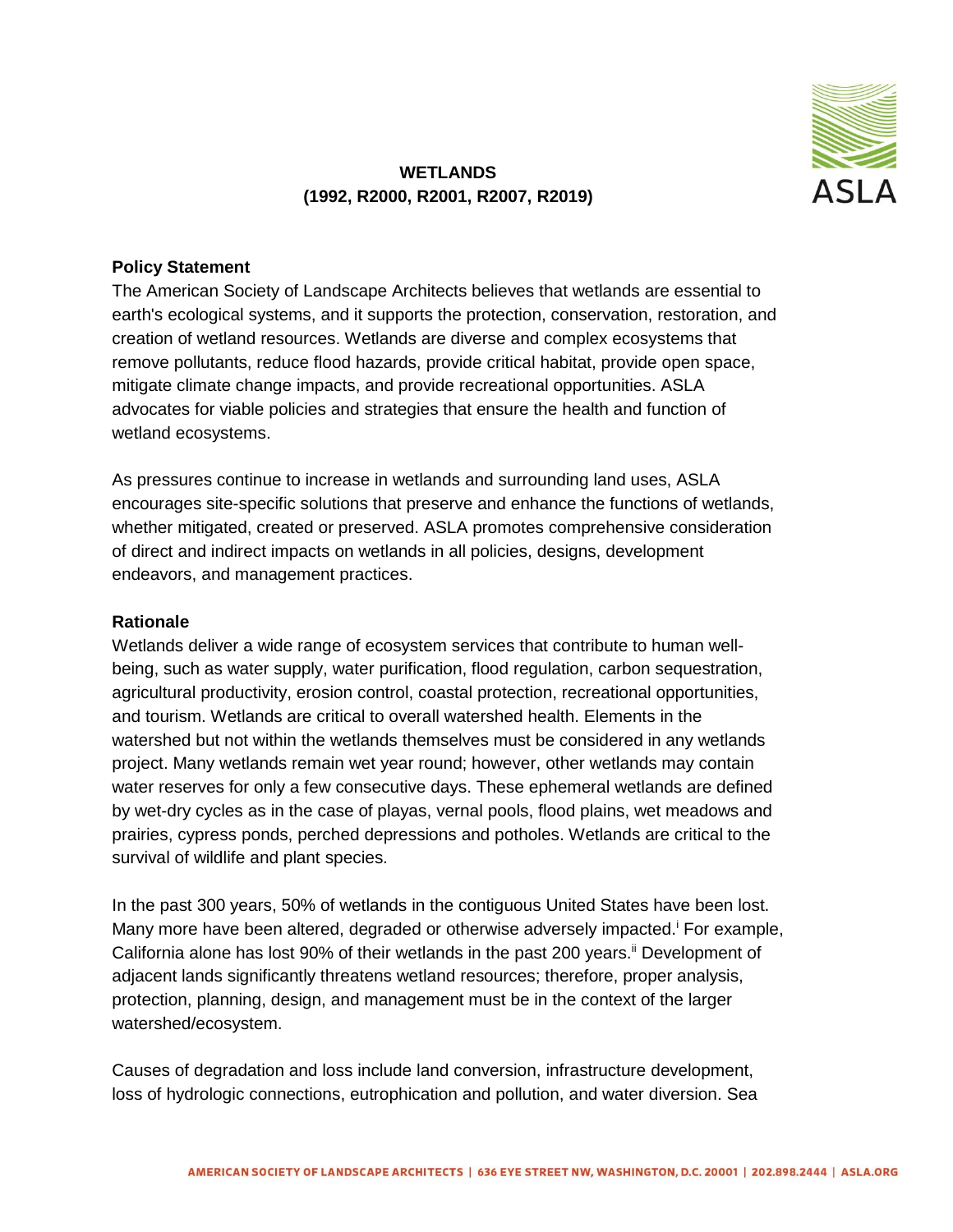# WETLANDS
## (1992, R2000, R2001, R2007, R2019)

### Policy Statement

The American Society of Landscape Architects believes that wetlands are essential to earth's ecological systems, and it supports the protection, conservation, restoration, and creation of wetland resources. Wetlands are diverse and complex ecosystems that remove pollutants, reduce flood hazards, provide critical habitat, provide open space, mitigate climate change impacts, and provide recreational opportunities. ASLA advocates for viable policies and strategies that ensure the health and function of wetland ecosystems.

As pressures continue to increase in wetlands and surrounding land uses, ASLA encourages site-specific solutions that preserve and enhance the functions of wetlands, whether mitigated, created or preserved. ASLA promotes comprehensive consideration of direct and indirect impacts on wetlands in all policies, designs, development endeavors, and management practices.

### Rationale

Wetlands deliver a wide range of ecosystem services that contribute to human well-being, such as water supply, water purification, flood regulation, carbon sequestration, agricultural productivity, erosion control, coastal protection, recreational opportunities, and tourism. Wetlands are critical to overall watershed health. Elements in the watershed but not within the wetlands themselves must be considered in any wetlands project. Many wetlands remain wet year round; however, other wetlands may contain water reserves for only a few consecutive days. These ephemeral wetlands are defined by wet-dry cycles as in the case of playas, vernal pools, flood plains, wet meadows and prairies, cypress ponds, perched depressions and potholes. Wetlands are critical to the survival of wildlife and plant species.

In the past 300 years, 50% of wetlands in the contiguous United States have been lost. Many more have been altered, degraded or otherwise adversely impacted.[i] For example, California alone has lost 90% of their wetlands in the past 200 years.[ii] Development of adjacent lands significantly threatens wetland resources; therefore, proper analysis, protection, planning, design, and management must be in the context of the larger watershed/ecosystem.

Causes of degradation and loss include land conversion, infrastructure development, loss of hydrologic connections, eutrophication and pollution, and water diversion. Sea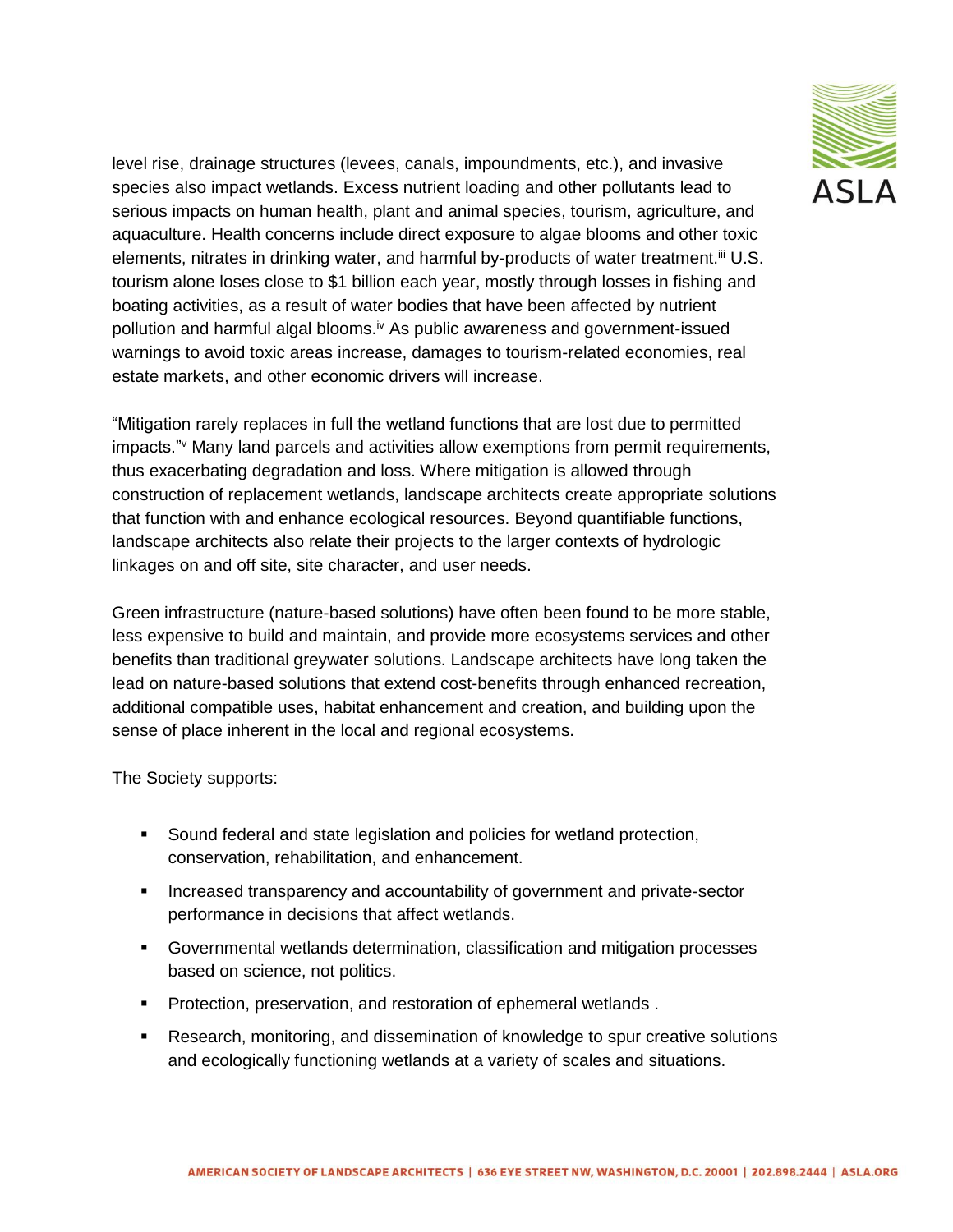level rise, drainage structures (levees, canals, impoundments, etc.), and invasive species also impact wetlands. Excess nutrient loading and other pollutants lead to serious impacts on human health, plant and animal species, tourism, agriculture, and aquaculture. Health concerns include direct exposure to algae blooms and other toxic elements, nitrates in drinking water, and harmful by-products of water treatment.[iii] U.S. tourism alone loses close to $1 billion each year, mostly through losses in fishing and boating activities, as a result of water bodies that have been affected by nutrient pollution and harmful algal blooms.[iv] As public awareness and government-issued warnings to avoid toxic areas increase, damages to tourism-related economies, real estate markets, and other economic drivers will increase.

"Mitigation rarely replaces in full the wetland functions that are lost due to permitted impacts."[v] Many land parcels and activities allow exemptions from permit requirements, thus exacerbating degradation and loss. Where mitigation is allowed through construction of replacement wetlands, landscape architects create appropriate solutions that function with and enhance ecological resources. Beyond quantifiable functions, landscape architects also relate their projects to the larger contexts of hydrologic linkages on and off site, site character, and user needs.

Green infrastructure (nature-based solutions) have often been found to be more stable, less expensive to build and maintain, and provide more ecosystems services and other benefits than traditional greywater solutions. Landscape architects have long taken the lead on nature-based solutions that extend cost-benefits through enhanced recreation, additional compatible uses, habitat enhancement and creation, and building upon the sense of place inherent in the local and regional ecosystems.

The Society supports:

- Sound federal and state legislation and policies for wetland protection, conservation, rehabilitation, and enhancement.
- Increased transparency and accountability of government and private-sector performance in decisions that affect wetlands.
- Governmental wetlands determination, classification and mitigation processes based on science, not politics.
- Protection, preservation, and restoration of ephemeral wetlands .
- Research, monitoring, and dissemination of knowledge to spur creative solutions and ecologically functioning wetlands at a variety of scales and situations.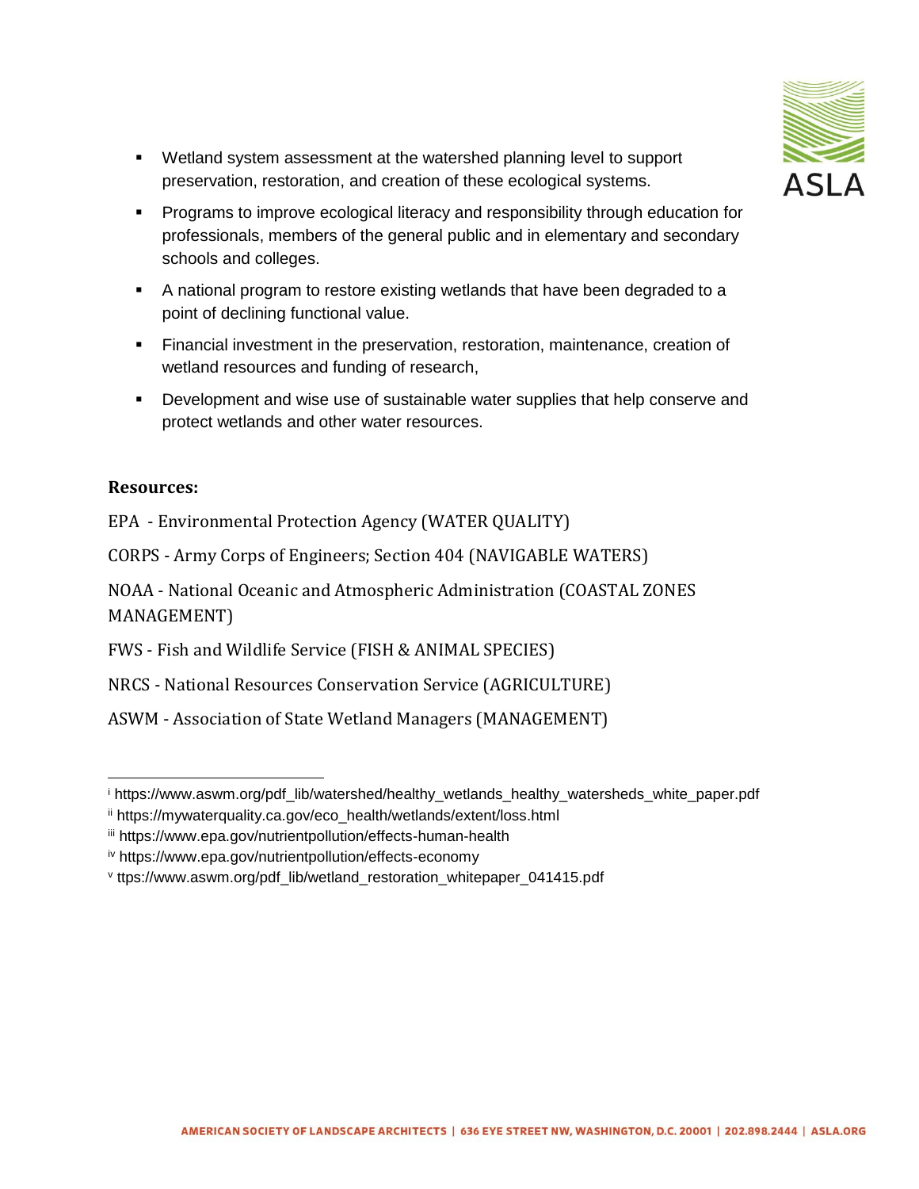- Wetland system assessment at the watershed planning level to support preservation, restoration, and creation of these ecological systems.
- Programs to improve ecological literacy and responsibility through education for professionals, members of the general public and in elementary and secondary schools and colleges.
- A national program to restore existing wetlands that have been degraded to a point of declining functional value.
- Financial investment in the preservation, restoration, maintenance, creation of wetland resources and funding of research,
- Development and wise use of sustainable water supplies that help conserve and protect wetlands and other water resources.

**Resources:**

EPA - Environmental Protection Agency (WATER QUALITY)

CORPS - Army Corps of Engineers; Section 404 (NAVIGABLE WATERS)

NOAA - National Oceanic and Atmospheric Administration (COASTAL ZONES MANAGEMENT)

FWS - Fish and Wildlife Service (FISH & ANIMAL SPECIES)

NRCS - National Resources Conservation Service (AGRICULTURE)

ASWM - Association of State Wetland Managers (MANAGEMENT)

---

[i] https://www.aswm.org/pdf_lib/watershed/healthy_wetlands_healthy_watersheds_white_paper.pdf

[ii] https://mywaterquality.ca.gov/eco_health/wetlands/extent/loss.html

[iii] https://www.epa.gov/nutrientpollution/effects-human-health

[iv] https://www.epa.gov/nutrientpollution/effects-economy

[v] ttps://www.aswm.org/pdf_lib/wetland_restoration_whitepaper_041415.pdf